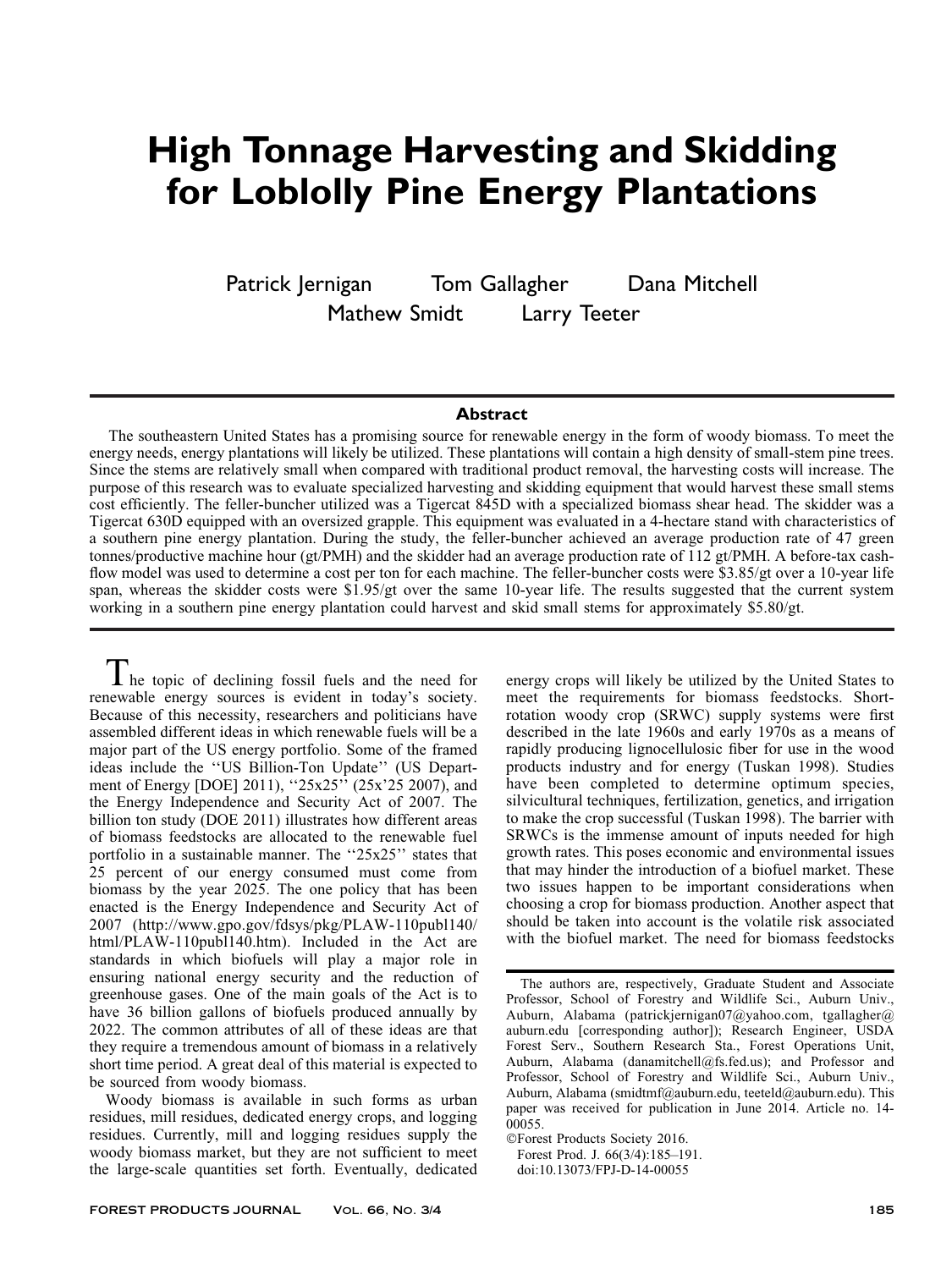# High Tonnage Harvesting and Skidding for Loblolly Pine Energy Plantations

Patrick Jernigan  Tom Gallagher  Dana Mitchell
Mathew Smidt  Larry Teeter

## Abstract

The southeastern United States has a promising source for renewable energy in the form of woody biomass. To meet the energy needs, energy plantations will likely be utilized. These plantations will contain a high density of small-stem pine trees. Since the stems are relatively small when compared with traditional product removal, the harvesting costs will increase. The purpose of this research was to evaluate specialized harvesting and skidding equipment that would harvest these small stems cost efficiently. The feller-buncher utilized was a Tigercat 845D with a specialized biomass shear head. The skidder was a Tigercat 630D equipped with an oversized grapple. This equipment was evaluated in a 4-hectare stand with characteristics of a southern pine energy plantation. During the study, the feller-buncher achieved an average production rate of 47 green tonnes/productive machine hour (gt/PMH) and the skidder had an average production rate of 112 gt/PMH. A before-tax cash-flow model was used to determine a cost per ton for each machine. The feller-buncher costs were \$3.85/gt over a 10-year life span, whereas the skidder costs were \$1.95/gt over the same 10-year life. The results suggested that the current system working in a southern pine energy plantation could harvest and skid small stems for approximately \$5.80/gt.

The topic of declining fossil fuels and the need for renewable energy sources is evident in today's society. Because of this necessity, researchers and politicians have assembled different ideas in which renewable fuels will be a major part of the US energy portfolio. Some of the framed ideas include the ''US Billion-Ton Update'' (US Department of Energy [DOE] 2011), ''25x25'' (25x'25 2007), and the Energy Independence and Security Act of 2007. The billion ton study (DOE 2011) illustrates how different areas of biomass feedstocks are allocated to the renewable fuel portfolio in a sustainable manner. The ''25x25'' states that 25 percent of our energy consumed must come from biomass by the year 2025. The one policy that has been enacted is the Energy Independence and Security Act of 2007 (http://www.gpo.gov/fdsys/pkg/PLAW-110publ140/html/PLAW-110publ140.htm). Included in the Act are standards in which biofuels will play a major role in ensuring national energy security and the reduction of greenhouse gases. One of the main goals of the Act is to have 36 billion gallons of biofuels produced annually by 2022. The common attributes of all of these ideas are that they require a tremendous amount of biomass in a relatively short time period. A great deal of this material is expected to be sourced from woody biomass.

Woody biomass is available in such forms as urban residues, mill residues, dedicated energy crops, and logging residues. Currently, mill and logging residues supply the woody biomass market, but they are not sufficient to meet the large-scale quantities set forth. Eventually, dedicated energy crops will likely be utilized by the United States to meet the requirements for biomass feedstocks. Short-rotation woody crop (SRWC) supply systems were first described in the late 1960s and early 1970s as a means of rapidly producing lignocellulosic fiber for use in the wood products industry and for energy (Tuskan 1998). Studies have been completed to determine optimum species, silvicultural techniques, fertilization, genetics, and irrigation to make the crop successful (Tuskan 1998). The barrier with SRWCs is the immense amount of inputs needed for high growth rates. This poses economic and environmental issues that may hinder the introduction of a biofuel market. These two issues happen to be important considerations when choosing a crop for biomass production. Another aspect that should be taken into account is the volatile risk associated with the biofuel market. The need for biomass feedstocks

The authors are, respectively, Graduate Student and Associate Professor, School of Forestry and Wildlife Sci., Auburn Univ., Auburn, Alabama (patrickjernigan07@yahoo.com, tgallagher@auburn.edu [corresponding author]); Research Engineer, USDA Forest Serv., Southern Research Sta., Forest Operations Unit, Auburn, Alabama (danamitchell@fs.fed.us); and Professor and Professor, School of Forestry and Wildlife Sci., Auburn Univ., Auburn, Alabama (smidtmf@auburn.edu, teeteld@auburn.edu). This paper was received for publication in June 2014. Article no. 14-00055.

©Forest Products Society 2016.
Forest Prod. J. 66(3/4):185–191.
doi:10.13073/FPJ-D-14-00055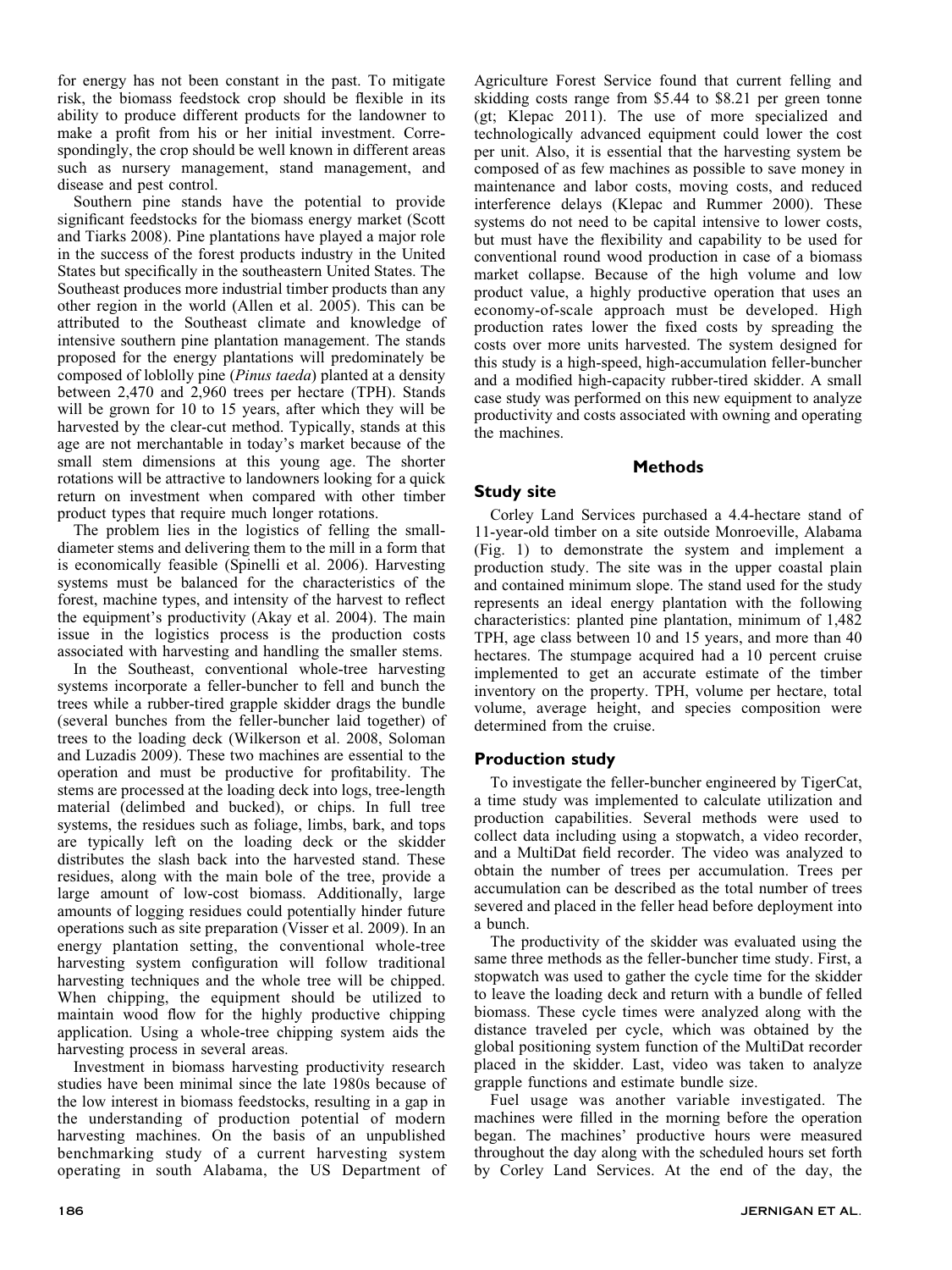for energy has not been constant in the past. To mitigate risk, the biomass feedstock crop should be flexible in its ability to produce different products for the landowner to make a profit from his or her initial investment. Correspondingly, the crop should be well known in different areas such as nursery management, stand management, and disease and pest control.

Southern pine stands have the potential to provide significant feedstocks for the biomass energy market (Scott and Tiarks 2008). Pine plantations have played a major role in the success of the forest products industry in the United States but specifically in the southeastern United States. The Southeast produces more industrial timber products than any other region in the world (Allen et al. 2005). This can be attributed to the Southeast climate and knowledge of intensive southern pine plantation management. The stands proposed for the energy plantations will predominately be composed of loblolly pine (*Pinus taeda*) planted at a density between 2,470 and 2,960 trees per hectare (TPH). Stands will be grown for 10 to 15 years, after which they will be harvested by the clear-cut method. Typically, stands at this age are not merchantable in today's market because of the small stem dimensions at this young age. The shorter rotations will be attractive to landowners looking for a quick return on investment when compared with other timber product types that require much longer rotations.

The problem lies in the logistics of felling the small-diameter stems and delivering them to the mill in a form that is economically feasible (Spinelli et al. 2006). Harvesting systems must be balanced for the characteristics of the forest, machine types, and intensity of the harvest to reflect the equipment's productivity (Akay et al. 2004). The main issue in the logistics process is the production costs associated with harvesting and handling the smaller stems.

In the Southeast, conventional whole-tree harvesting systems incorporate a feller-buncher to fell and bunch the trees while a rubber-tired grapple skidder drags the bundle (several bunches from the feller-buncher laid together) of trees to the loading deck (Wilkerson et al. 2008, Soloman and Luzadis 2009). These two machines are essential to the operation and must be productive for profitability. The stems are processed at the loading deck into logs, tree-length material (delimbed and bucked), or chips. In full tree systems, the residues such as foliage, limbs, bark, and tops are typically left on the loading deck or the skidder distributes the slash back into the harvested stand. These residues, along with the main bole of the tree, provide a large amount of low-cost biomass. Additionally, large amounts of logging residues could potentially hinder future operations such as site preparation (Visser et al. 2009). In an energy plantation setting, the conventional whole-tree harvesting system configuration will follow traditional harvesting techniques and the whole tree will be chipped. When chipping, the equipment should be utilized to maintain wood flow for the highly productive chipping application. Using a whole-tree chipping system aids the harvesting process in several areas.

Investment in biomass harvesting productivity research studies have been minimal since the late 1980s because of the low interest in biomass feedstocks, resulting in a gap in the understanding of production potential of modern harvesting machines. On the basis of an unpublished benchmarking study of a current harvesting system operating in south Alabama, the US Department of Agriculture Forest Service found that current felling and skidding costs range from \$5.44 to \$8.21 per green tonne (gt; Klepac 2011). The use of more specialized and technologically advanced equipment could lower the cost per unit. Also, it is essential that the harvesting system be composed of as few machines as possible to save money in maintenance and labor costs, moving costs, and reduced interference delays (Klepac and Rummer 2000). These systems do not need to be capital intensive to lower costs, but must have the flexibility and capability to be used for conventional round wood production in case of a biomass market collapse. Because of the high volume and low product value, a highly productive operation that uses an economy-of-scale approach must be developed. High production rates lower the fixed costs by spreading the costs over more units harvested. The system designed for this study is a high-speed, high-accumulation feller-buncher and a modified high-capacity rubber-tired skidder. A small case study was performed on this new equipment to analyze productivity and costs associated with owning and operating the machines.

## Methods

### Study site

Corley Land Services purchased a 4.4-hectare stand of 11-year-old timber on a site outside Monroeville, Alabama (Fig. 1) to demonstrate the system and implement a production study. The site was in the upper coastal plain and contained minimum slope. The stand used for the study represents an ideal energy plantation with the following characteristics: planted pine plantation, minimum of 1,482 TPH, age class between 10 and 15 years, and more than 40 hectares. The stumpage acquired had a 10 percent cruise implemented to get an accurate estimate of the timber inventory on the property. TPH, volume per hectare, total volume, average height, and species composition were determined from the cruise.

### Production study

To investigate the feller-buncher engineered by TigerCat, a time study was implemented to calculate utilization and production capabilities. Several methods were used to collect data including using a stopwatch, a video recorder, and a MultiDat field recorder. The video was analyzed to obtain the number of trees per accumulation. Trees per accumulation can be described as the total number of trees severed and placed in the feller head before deployment into a bunch.

The productivity of the skidder was evaluated using the same three methods as the feller-buncher time study. First, a stopwatch was used to gather the cycle time for the skidder to leave the loading deck and return with a bundle of felled biomass. These cycle times were analyzed along with the distance traveled per cycle, which was obtained by the global positioning system function of the MultiDat recorder placed in the skidder. Last, video was taken to analyze grapple functions and estimate bundle size.

Fuel usage was another variable investigated. The machines were filled in the morning before the operation began. The machines' productive hours were measured throughout the day along with the scheduled hours set forth by Corley Land Services. At the end of the day, the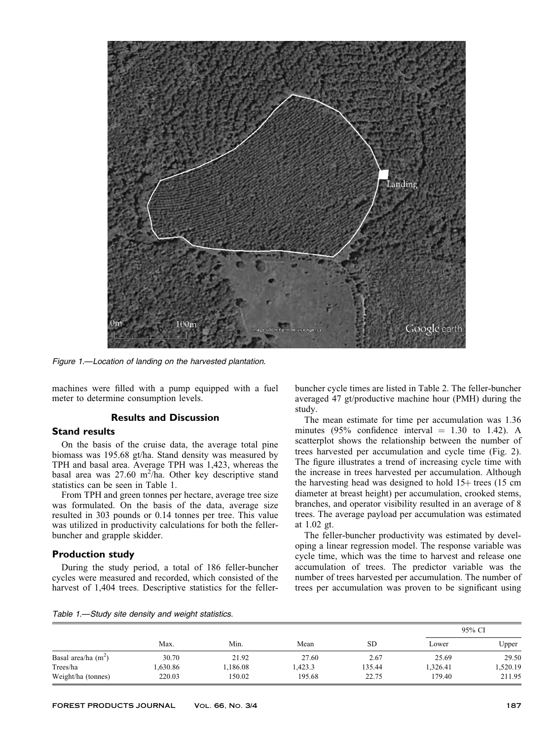Figure 1.—Location of landing on the harvested plantation.

machines were filled with a pump equipped with a fuel meter to determine consumption levels.

## Results and Discussion

### Stand results

On the basis of the cruise data, the average total pine biomass was 195.68 gt/ha. Stand density was measured by TPH and basal area. Average TPH was 1,423, whereas the basal area was 27.60 $m^2$/ha. Other key descriptive stand statistics can be seen in Table 1.

From TPH and green tonnes per hectare, average tree size was formulated. On the basis of the data, average size resulted in 303 pounds or 0.14 tonnes per tree. This value was utilized in productivity calculations for both the feller-buncher and grapple skidder.

### Production study

During the study period, a total of 186 feller-buncher cycles were measured and recorded, which consisted of the harvest of 1,404 trees. Descriptive statistics for the feller-buncher cycle times are listed in Table 2. The feller-buncher averaged 47 gt/productive machine hour (PMH) during the study.

The mean estimate for time per accumulation was 1.36 minutes (95% confidence interval = 1.30 to 1.42). A scatterplot shows the relationship between the number of trees harvested per accumulation and cycle time (Fig. 2). The figure illustrates a trend of increasing cycle time with the increase in trees harvested per accumulation. Although the harvesting head was designed to hold 15+ trees (15 cm diameter at breast height) per accumulation, crooked stems, branches, and operator visibility resulted in an average of 8 trees. The average payload per accumulation was estimated at 1.02 gt.

The feller-buncher productivity was estimated by developing a linear regression model. The response variable was cycle time, which was the time to harvest and release one accumulation of trees. The predictor variable was the number of trees harvested per accumulation. The number of trees per accumulation was proven to be significant using

Table 1.—Study site density and weight statistics.

| | Max. | Min. | Mean | SD | 95% CI | |
|---|---|---|---|---|---|---|
| | | | | | Lower | Upper |
| Basal area/ha ($m^2$) | 30.70 | 21.92 | 27.60 | 2.67 | 25.69 | 29.50 |
| Trees/ha | 1,630.86 | 1,186.08 | 1,423.3 | 135.44 | 1,326.41 | 1,520.19 |
| Weight/ha (tonnes) | 220.03 | 150.02 | 195.68 | 22.75 | 179.40 | 211.95 |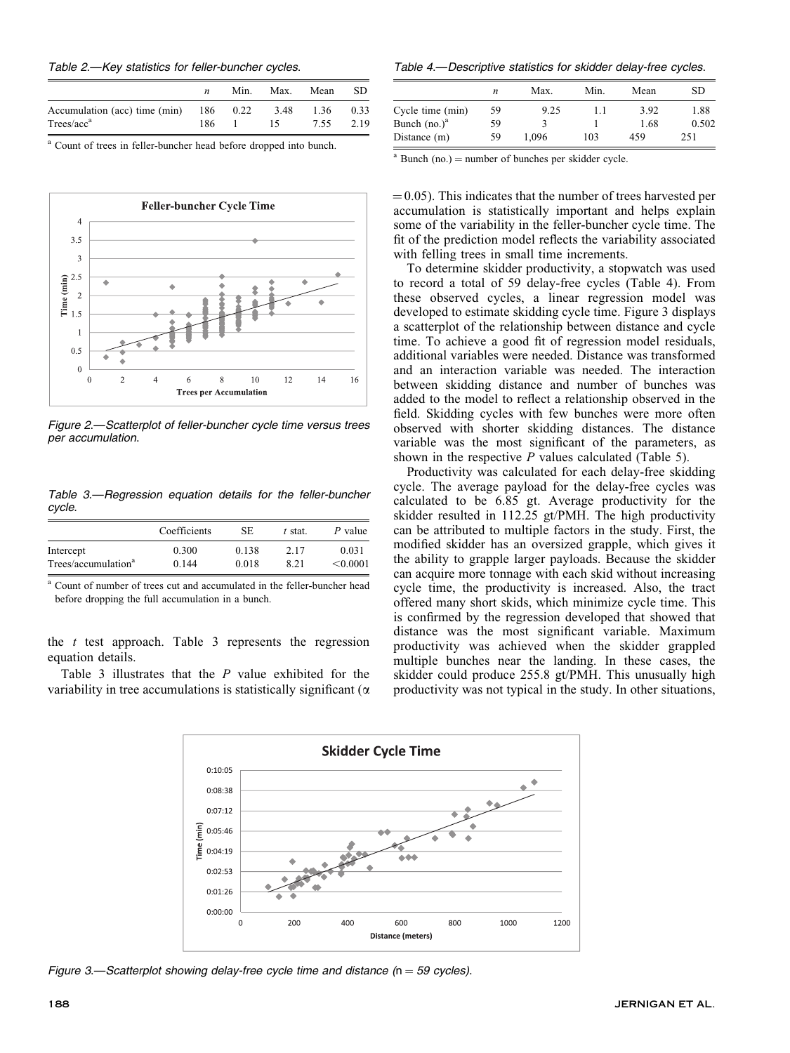Table 2.—Key statistics for feller-buncher cycles.

| | $n$ | Min. | Max. | Mean | SD |
|---|---|---|---|---|---|
| Accumulation (acc) time (min) | 186 | 0.22 | 3.48 | 1.36 | 0.33 |
| Trees/acc[a] | 186 | 1 | 15 | 7.55 | 2.19 |

[a] Count of trees in feller-buncher head before dropped into bunch.

Figure 2.—Scatterplot of feller-buncher cycle time versus trees per accumulation.

Table 3.—Regression equation details for the feller-buncher cycle.

| | Coefficients | SE | $t$ stat. | $P$ value |
|---|---|---|---|---|
| Intercept | 0.300 | 0.138 | 2.17 | 0.031 |
| Trees/accumulation[a] | 0.144 | 0.018 | 8.21 | <0.0001 |

[a] Count of number of trees cut and accumulated in the feller-buncher head before dropping the full accumulation in a bunch.

the $t$ test approach. Table 3 represents the regression equation details.

Table 3 illustrates that the $P$ value exhibited for the variability in tree accumulations is statistically significant ($\alpha = 0.05$). This indicates that the number of trees harvested per accumulation is statistically important and helps explain some of the variability in the feller-buncher cycle time. The fit of the prediction model reflects the variability associated with felling trees in small time increments.

Table 4.—Descriptive statistics for skidder delay-free cycles.

| | $n$ | Max. | Min. | Mean | SD |
|---|---|---|---|---|---|
| Cycle time (min) | 59 | 9.25 | 1.1 | 3.92 | 1.88 |
| Bunch (no.)[a] | 59 | 3 | 1 | 1.68 | 0.502 |
| Distance (m) | 59 | 1,096 | 103 | 459 | 251 |

[a] Bunch (no.) = number of bunches per skidder cycle.

To determine skidder productivity, a stopwatch was used to record a total of 59 delay-free cycles (Table 4). From these observed cycles, a linear regression model was developed to estimate skidding cycle time. Figure 3 displays a scatterplot of the relationship between distance and cycle time. To achieve a good fit of regression model residuals, additional variables were needed. Distance was transformed and an interaction variable was needed. The interaction between skidding distance and number of bunches was added to the model to reflect a relationship observed in the field. Skidding cycles with few bunches were more often observed with shorter skidding distances. The distance variable was the most significant of the parameters, as shown in the respective $P$ values calculated (Table 5).

Productivity was calculated for each delay-free skidding cycle. The average payload for the delay-free cycles was calculated to be 6.85 gt. Average productivity for the skidder resulted in 112.25 gt/PMH. The high productivity can be attributed to multiple factors in the study. First, the modified skidder has an oversized grapple, which gives it the ability to grapple larger payloads. Because the skidder can acquire more tonnage with each skid without increasing cycle time, the productivity is increased. Also, the tract offered many short skids, which minimize cycle time. This is confirmed by the regression developed that showed that distance was the most significant variable. Maximum productivity was achieved when the skidder grappled multiple bunches near the landing. In these cases, the skidder could produce 255.8 gt/PMH. This unusually high productivity was not typical in the study. In other situations,

Figure 3.—Scatterplot showing delay-free cycle time and distance ($n = 59$ cycles).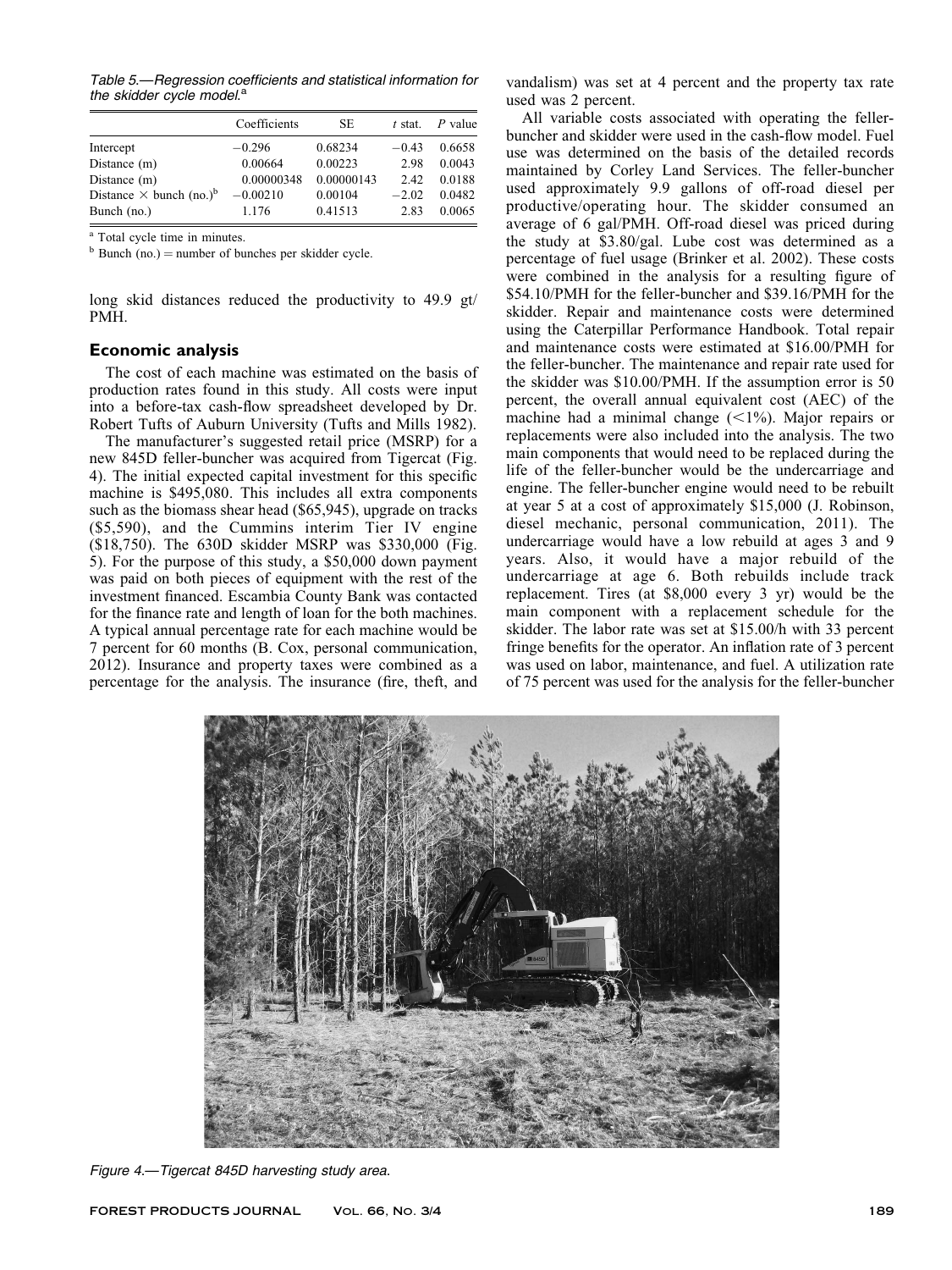Table 5.—Regression coefficients and statistical information for the skidder cycle model.[a]

| | Coefficients | SE | t stat. | P value |
|---|---|---|---|---|
| Intercept | −0.296 | 0.68234 | −0.43 | 0.6658 |
| Distance (m) | 0.00664 | 0.00223 | 2.98 | 0.0043 |
| Distance (m) | 0.00000348 | 0.00000143 | 2.42 | 0.0188 |
| Distance × bunch (no.)[b] | −0.00210 | 0.00104 | −2.02 | 0.0482 |
| Bunch (no.) | 1.176 | 0.41513 | 2.83 | 0.0065 |

[a] Total cycle time in minutes.

[b] Bunch (no.) = number of bunches per skidder cycle.

long skid distances reduced the productivity to 49.9 gt/PMH.

## Economic analysis

The cost of each machine was estimated on the basis of production rates found in this study. All costs were input into a before-tax cash-flow spreadsheet developed by Dr. Robert Tufts of Auburn University (Tufts and Mills 1982).

The manufacturer's suggested retail price (MSRP) for a new 845D feller-buncher was acquired from Tigercat (Fig. 4). The initial expected capital investment for this specific machine is $495,080. This includes all extra components such as the biomass shear head ($65,945), upgrade on tracks ($5,590), and the Cummins interim Tier IV engine ($18,750). The 630D skidder MSRP was $330,000 (Fig. 5). For the purpose of this study, a $50,000 down payment was paid on both pieces of equipment with the rest of the investment financed. Escambia County Bank was contacted for the finance rate and length of loan for the both machines. A typical annual percentage rate for each machine would be 7 percent for 60 months (B. Cox, personal communication, 2012). Insurance and property taxes were combined as a percentage for the analysis. The insurance (fire, theft, and vandalism) was set at 4 percent and the property tax rate used was 2 percent.

All variable costs associated with operating the feller-buncher and skidder were used in the cash-flow model. Fuel use was determined on the basis of the detailed records maintained by Corley Land Services. The feller-buncher used approximately 9.9 gallons of off-road diesel per productive/operating hour. The skidder consumed an average of 6 gal/PMH. Off-road diesel was priced during the study at $3.80/gal. Lube cost was determined as a percentage of fuel usage (Brinker et al. 2002). These costs were combined in the analysis for a resulting figure of $54.10/PMH for the feller-buncher and $39.16/PMH for the skidder. Repair and maintenance costs were determined using the Caterpillar Performance Handbook. Total repair and maintenance costs were estimated at $16.00/PMH for the feller-buncher. The maintenance and repair rate used for the skidder was $10.00/PMH. If the assumption error is 50 percent, the overall annual equivalent cost (AEC) of the machine had a minimal change (<1%). Major repairs or replacements were also included into the analysis. The two main components that would need to be replaced during the life of the feller-buncher would be the undercarriage and engine. The feller-buncher engine would need to be rebuilt at year 5 at a cost of approximately $15,000 (J. Robinson, diesel mechanic, personal communication, 2011). The undercarriage would have a low rebuild at ages 3 and 9 years. Also, it would have a major rebuild of the undercarriage at age 6. Both rebuilds include track replacement. Tires (at $8,000 every 3 yr) would be the main component with a replacement schedule for the skidder. The labor rate was set at $15.00/h with 33 percent fringe benefits for the operator. An inflation rate of 3 percent was used on labor, maintenance, and fuel. A utilization rate of 75 percent was used for the analysis for the feller-buncher

Figure 4.—Tigercat 845D harvesting study area.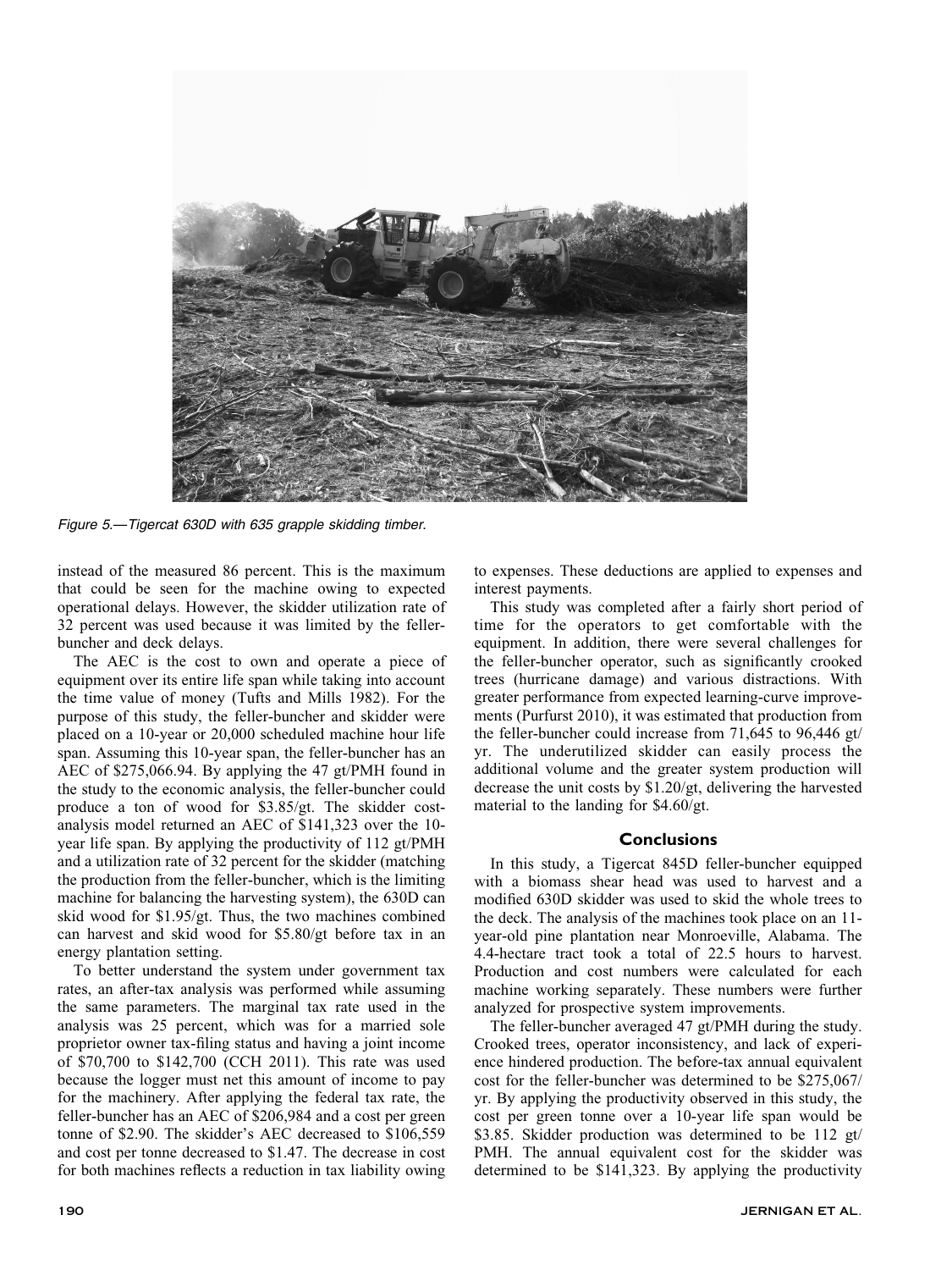Figure 5.—Tigercat 630D with 635 grapple skidding timber.

instead of the measured 86 percent. This is the maximum that could be seen for the machine owing to expected operational delays. However, the skidder utilization rate of 32 percent was used because it was limited by the feller-buncher and deck delays.

The AEC is the cost to own and operate a piece of equipment over its entire life span while taking into account the time value of money (Tufts and Mills 1982). For the purpose of this study, the feller-buncher and skidder were placed on a 10-year or 20,000 scheduled machine hour life span. Assuming this 10-year span, the feller-buncher has an AEC of $275,066.94. By applying the 47 gt/PMH found in the study to the economic analysis, the feller-buncher could produce a ton of wood for $3.85/gt. The skidder cost-analysis model returned an AEC of $141,323 over the 10-year life span. By applying the productivity of 112 gt/PMH and a utilization rate of 32 percent for the skidder (matching the production from the feller-buncher, which is the limiting machine for balancing the harvesting system), the 630D can skid wood for $1.95/gt. Thus, the two machines combined can harvest and skid wood for $5.80/gt before tax in an energy plantation setting.

To better understand the system under government tax rates, an after-tax analysis was performed while assuming the same parameters. The marginal tax rate used in the analysis was 25 percent, which was for a married sole proprietor owner tax-filing status and having a joint income of $70,700 to $142,700 (CCH 2011). This rate was used because the logger must net this amount of income to pay for the machinery. After applying the federal tax rate, the feller-buncher has an AEC of $206,984 and a cost per green tonne of $2.90. The skidder's AEC decreased to $106,559 and cost per tonne decreased to $1.47. The decrease in cost for both machines reflects a reduction in tax liability owing to expenses. These deductions are applied to expenses and interest payments.

This study was completed after a fairly short period of time for the operators to get comfortable with the equipment. In addition, there were several challenges for the feller-buncher operator, such as significantly crooked trees (hurricane damage) and various distractions. With greater performance from expected learning-curve improvements (Purfurst 2010), it was estimated that production from the feller-buncher could increase from 71,645 to 96,446 gt/yr. The underutilized skidder can easily process the additional volume and the greater system production will decrease the unit costs by $1.20/gt, delivering the harvested material to the landing for $4.60/gt.

## Conclusions

In this study, a Tigercat 845D feller-buncher equipped with a biomass shear head was used to harvest and a modified 630D skidder was used to skid the whole trees to the deck. The analysis of the machines took place on an 11-year-old pine plantation near Monroeville, Alabama. The 4.4-hectare tract took a total of 22.5 hours to harvest. Production and cost numbers were calculated for each machine working separately. These numbers were further analyzed for prospective system improvements.

The feller-buncher averaged 47 gt/PMH during the study. Crooked trees, operator inconsistency, and lack of experience hindered production. The before-tax annual equivalent cost for the feller-buncher was determined to be $275,067/yr. By applying the productivity observed in this study, the cost per green tonne over a 10-year life span would be $3.85. Skidder production was determined to be 112 gt/PMH. The annual equivalent cost for the skidder was determined to be $141,323. By applying the productivity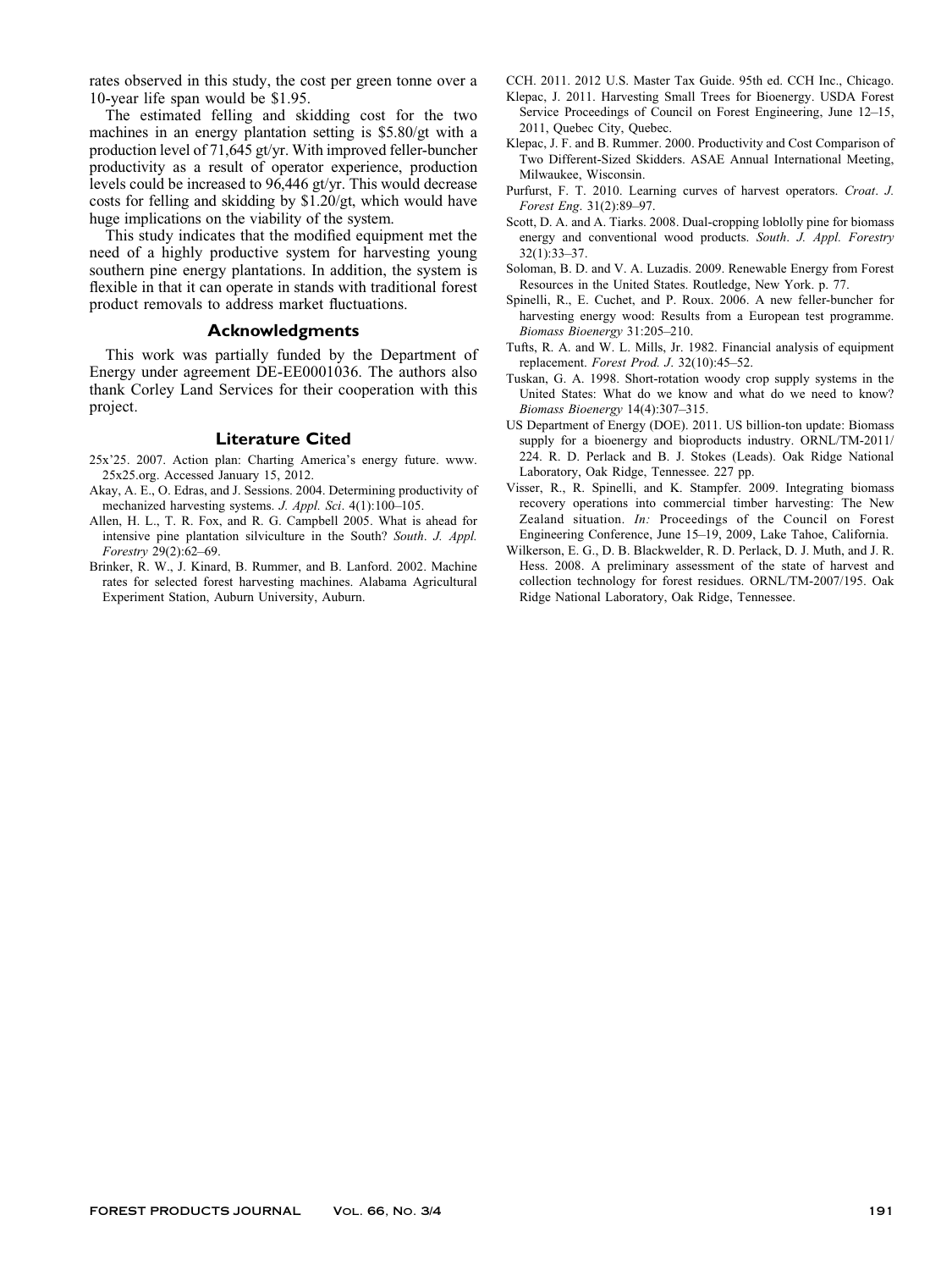rates observed in this study, the cost per green tonne over a 10-year life span would be $1.95.

The estimated felling and skidding cost for the two machines in an energy plantation setting is $5.80/gt with a production level of 71,645 gt/yr. With improved feller-buncher productivity as a result of operator experience, production levels could be increased to 96,446 gt/yr. This would decrease costs for felling and skidding by $1.20/gt, which would have huge implications on the viability of the system.

This study indicates that the modified equipment met the need of a highly productive system for harvesting young southern pine energy plantations. In addition, the system is flexible in that it can operate in stands with traditional forest product removals to address market fluctuations.

## Acknowledgments

This work was partially funded by the Department of Energy under agreement DE-EE0001036. The authors also thank Corley Land Services for their cooperation with this project.

## Literature Cited

25x'25. 2007. Action plan: Charting America's energy future. www.25x25.org. Accessed January 15, 2012.

Akay, A. E., O. Edras, and J. Sessions. 2004. Determining productivity of mechanized harvesting systems. *J. Appl. Sci*. 4(1):100–105.

Allen, H. L., T. R. Fox, and R. G. Campbell 2005. What is ahead for intensive pine plantation silviculture in the South? *South. J. Appl. Forestry* 29(2):62–69.

Brinker, R. W., J. Kinard, B. Rummer, and B. Lanford. 2002. Machine rates for selected forest harvesting machines. Alabama Agricultural Experiment Station, Auburn University, Auburn.

CCH. 2011. 2012 U.S. Master Tax Guide. 95th ed. CCH Inc., Chicago.

Klepac, J. 2011. Harvesting Small Trees for Bioenergy. USDA Forest Service Proceedings of Council on Forest Engineering, June 12–15, 2011, Quebec City, Quebec.

Klepac, J. F. and B. Rummer. 2000. Productivity and Cost Comparison of Two Different-Sized Skidders. ASAE Annual International Meeting, Milwaukee, Wisconsin.

Purfurst, F. T. 2010. Learning curves of harvest operators. *Croat. J. Forest Eng*. 31(2):89–97.

Scott, D. A. and A. Tiarks. 2008. Dual-cropping loblolly pine for biomass energy and conventional wood products. *South. J. Appl. Forestry* 32(1):33–37.

Soloman, B. D. and V. A. Luzadis. 2009. Renewable Energy from Forest Resources in the United States. Routledge, New York. p. 77.

Spinelli, R., E. Cuchet, and P. Roux. 2006. A new feller-buncher for harvesting energy wood: Results from a European test programme. *Biomass Bioenergy* 31:205–210.

Tufts, R. A. and W. L. Mills, Jr. 1982. Financial analysis of equipment replacement. *Forest Prod. J*. 32(10):45–52.

Tuskan, G. A. 1998. Short-rotation woody crop supply systems in the United States: What do we know and what do we need to know? *Biomass Bioenergy* 14(4):307–315.

US Department of Energy (DOE). 2011. US billion-ton update: Biomass supply for a bioenergy and bioproducts industry. ORNL/TM-2011/224. R. D. Perlack and B. J. Stokes (Leads). Oak Ridge National Laboratory, Oak Ridge, Tennessee. 227 pp.

Visser, R., R. Spinelli, and K. Stampfer. 2009. Integrating biomass recovery operations into commercial timber harvesting: The New Zealand situation. *In:* Proceedings of the Council on Forest Engineering Conference, June 15–19, 2009, Lake Tahoe, California.

Wilkerson, E. G., D. B. Blackwelder, R. D. Perlack, D. J. Muth, and J. R. Hess. 2008. A preliminary assessment of the state of harvest and collection technology for forest residues. ORNL/TM-2007/195. Oak Ridge National Laboratory, Oak Ridge, Tennessee.